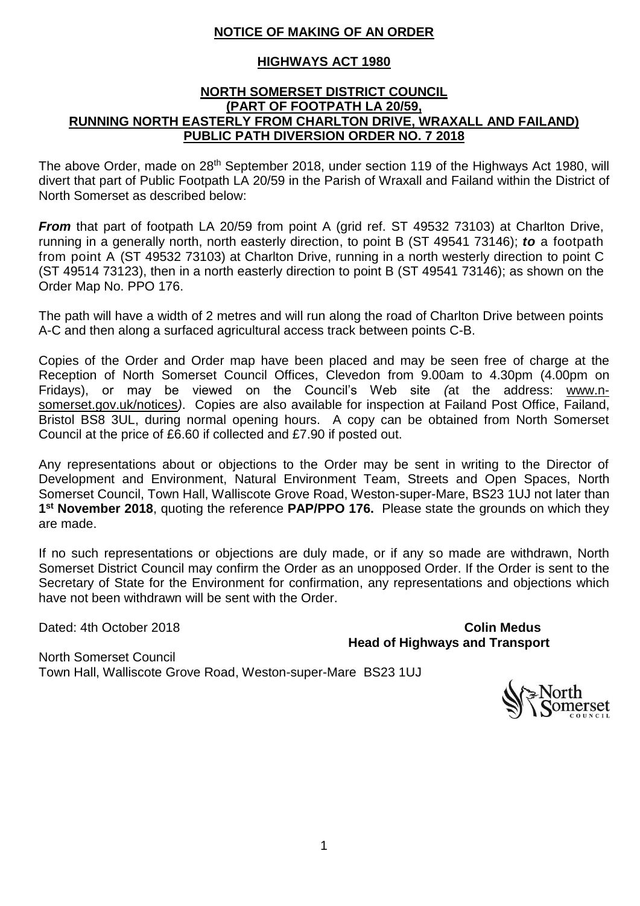**NOTICE OF MAKING OF AN ORDER**

**HIGHWAYS ACT 1980**

**NORTH SOMERSET DISTRICT COUNCIL (PART OF FOOTPATH LA 20/59, RUNNING NORTH EASTERLY FROM CHARLTON DRIVE, WRAXALL AND FAILAND) PUBLIC PATH DIVERSION ORDER NO. 7 2018**

The above Order, made on 28th September 2018, under section 119 of the Highways Act 1980, will divert that part of Public Footpath LA 20/59 in the Parish of Wraxall and Failand within the District of North Somerset as described below:

***From*** that part of footpath LA 20/59 from point A (grid ref. ST 49532 73103) at Charlton Drive, running in a generally north, north easterly direction, to point B (ST 49541 73146); ***to*** a footpath from point A (ST 49532 73103) at Charlton Drive, running in a north westerly direction to point C (ST 49514 73123), then in a north easterly direction to point B (ST 49541 73146); as shown on the Order Map No. PPO 176.

The path will have a width of 2 metres and will run along the road of Charlton Drive between points A-C and then along a surfaced agricultural access track between points C-B.

Copies of the Order and Order map have been placed and may be seen free of charge at the Reception of North Somerset Council Offices, Clevedon from 9.00am to 4.30pm (4.00pm on Fridays), or may be viewed on the Council's Web site *(*at the address: www.n-somerset.gov.uk/notices*)*. Copies are also available for inspection at Failand Post Office, Failand, Bristol BS8 3UL, during normal opening hours. A copy can be obtained from North Somerset Council at the price of £6.60 if collected and £7.90 if posted out.

Any representations about or objections to the Order may be sent in writing to the Director of Development and Environment, Natural Environment Team, Streets and Open Spaces, North Somerset Council, Town Hall, Walliscote Grove Road, Weston-super-Mare, BS23 1UJ not later than **1st November 2018**, quoting the reference **PAP/PPO 176.** Please state the grounds on which they are made.

If no such representations or objections are duly made, or if any so made are withdrawn, North Somerset District Council may confirm the Order as an unopposed Order. If the Order is sent to the Secretary of State for the Environment for confirmation, any representations and objections which have not been withdrawn will be sent with the Order.

Dated: 4th October 2018

**Colin Medus**
**Head of Highways and Transport**

North Somerset Council
Town Hall, Walliscote Grove Road, Weston-super-Mare BS23 1UJ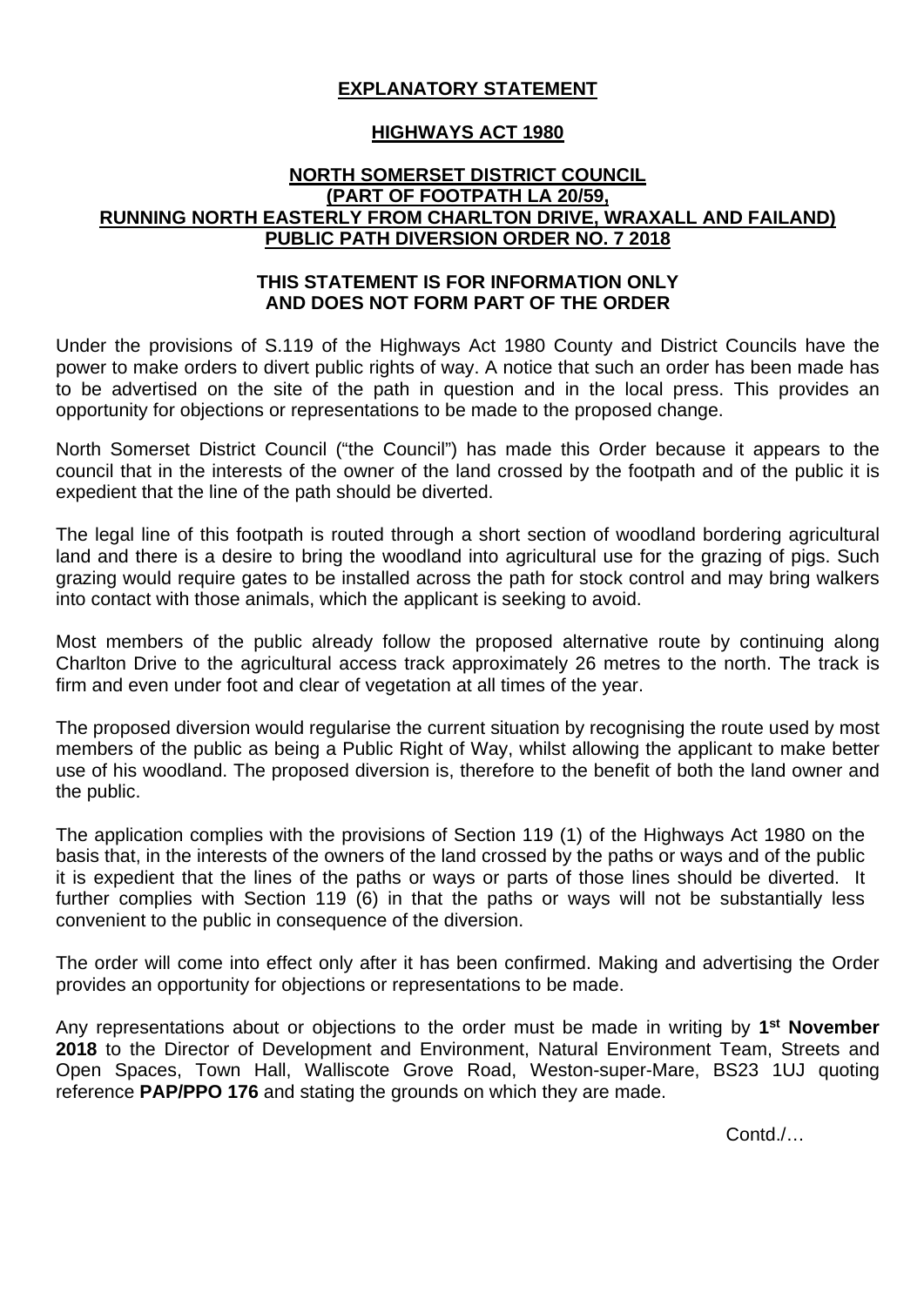**EXPLANATORY STATEMENT**

**HIGHWAYS ACT 1980**

**NORTH SOMERSET DISTRICT COUNCIL (PART OF FOOTPATH LA 20/59, RUNNING NORTH EASTERLY FROM CHARLTON DRIVE, WRAXALL AND FAILAND) PUBLIC PATH DIVERSION ORDER NO. 7 2018**

**THIS STATEMENT IS FOR INFORMATION ONLY AND DOES NOT FORM PART OF THE ORDER**

Under the provisions of S.119 of the Highways Act 1980 County and District Councils have the power to make orders to divert public rights of way. A notice that such an order has been made has to be advertised on the site of the path in question and in the local press. This provides an opportunity for objections or representations to be made to the proposed change.

North Somerset District Council ("the Council") has made this Order because it appears to the council that in the interests of the owner of the land crossed by the footpath and of the public it is expedient that the line of the path should be diverted.

The legal line of this footpath is routed through a short section of woodland bordering agricultural land and there is a desire to bring the woodland into agricultural use for the grazing of pigs. Such grazing would require gates to be installed across the path for stock control and may bring walkers into contact with those animals, which the applicant is seeking to avoid.

Most members of the public already follow the proposed alternative route by continuing along Charlton Drive to the agricultural access track approximately 26 metres to the north. The track is firm and even under foot and clear of vegetation at all times of the year.

The proposed diversion would regularise the current situation by recognising the route used by most members of the public as being a Public Right of Way, whilst allowing the applicant to make better use of his woodland. The proposed diversion is, therefore to the benefit of both the land owner and the public.

The application complies with the provisions of Section 119 (1) of the Highways Act 1980 on the basis that, in the interests of the owners of the land crossed by the paths or ways and of the public it is expedient that the lines of the paths or ways or parts of those lines should be diverted. It further complies with Section 119 (6) in that the paths or ways will not be substantially less convenient to the public in consequence of the diversion.

The order will come into effect only after it has been confirmed. Making and advertising the Order provides an opportunity for objections or representations to be made.

Any representations about or objections to the order must be made in writing by **1st November 2018** to the Director of Development and Environment, Natural Environment Team, Streets and Open Spaces, Town Hall, Walliscote Grove Road, Weston-super-Mare, BS23 1UJ quoting reference **PAP/PPO 176** and stating the grounds on which they are made.

Contd./…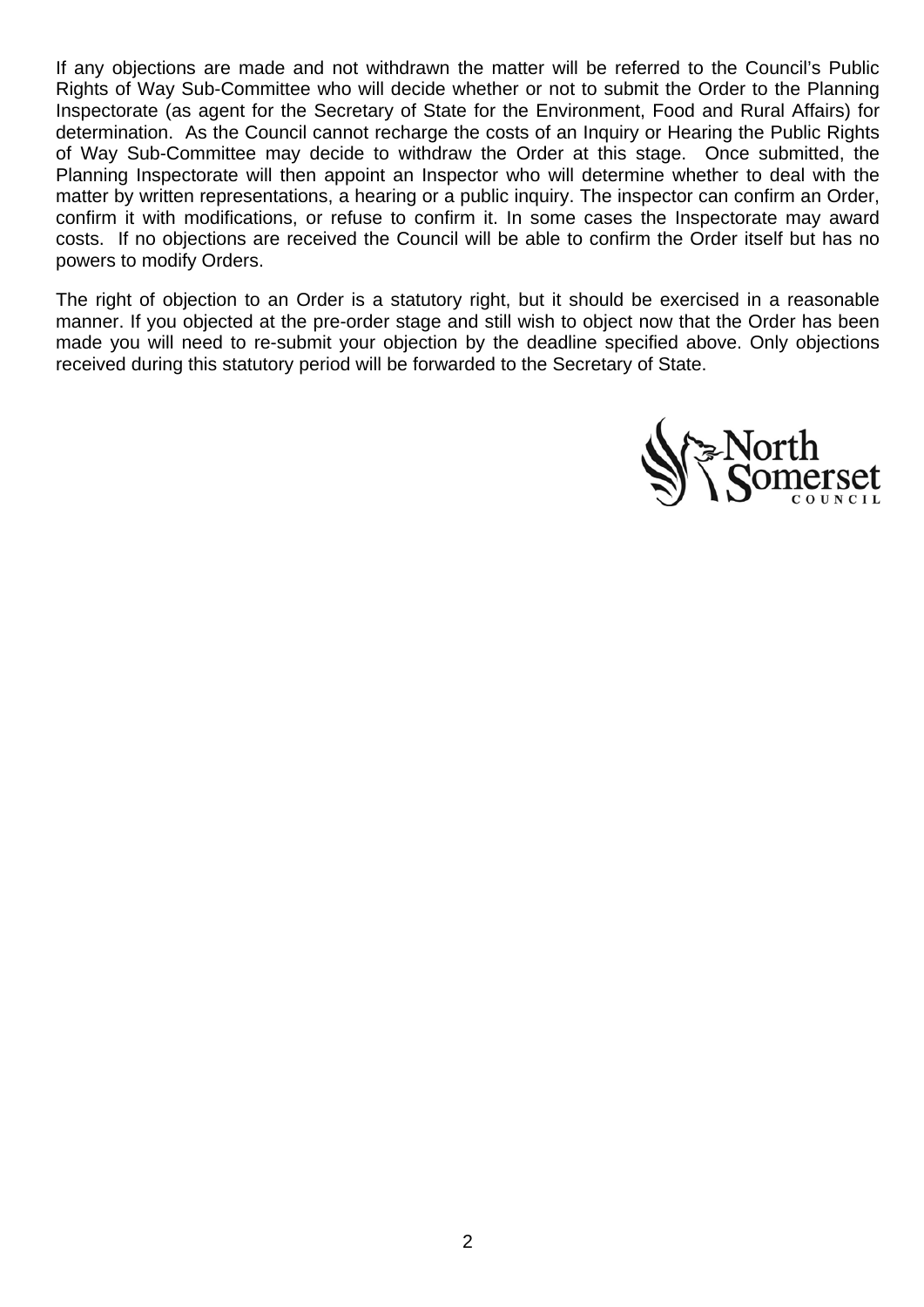If any objections are made and not withdrawn the matter will be referred to the Council's Public Rights of Way Sub-Committee who will decide whether or not to submit the Order to the Planning Inspectorate (as agent for the Secretary of State for the Environment, Food and Rural Affairs) for determination. As the Council cannot recharge the costs of an Inquiry or Hearing the Public Rights of Way Sub-Committee may decide to withdraw the Order at this stage. Once submitted, the Planning Inspectorate will then appoint an Inspector who will determine whether to deal with the matter by written representations, a hearing or a public inquiry. The inspector can confirm an Order, confirm it with modifications, or refuse to confirm it. In some cases the Inspectorate may award costs. If no objections are received the Council will be able to confirm the Order itself but has no powers to modify Orders.

The right of objection to an Order is a statutory right, but it should be exercised in a reasonable manner. If you objected at the pre-order stage and still wish to object now that the Order has been made you will need to re-submit your objection by the deadline specified above. Only objections received during this statutory period will be forwarded to the Secretary of State.

North Somerset COUNCIL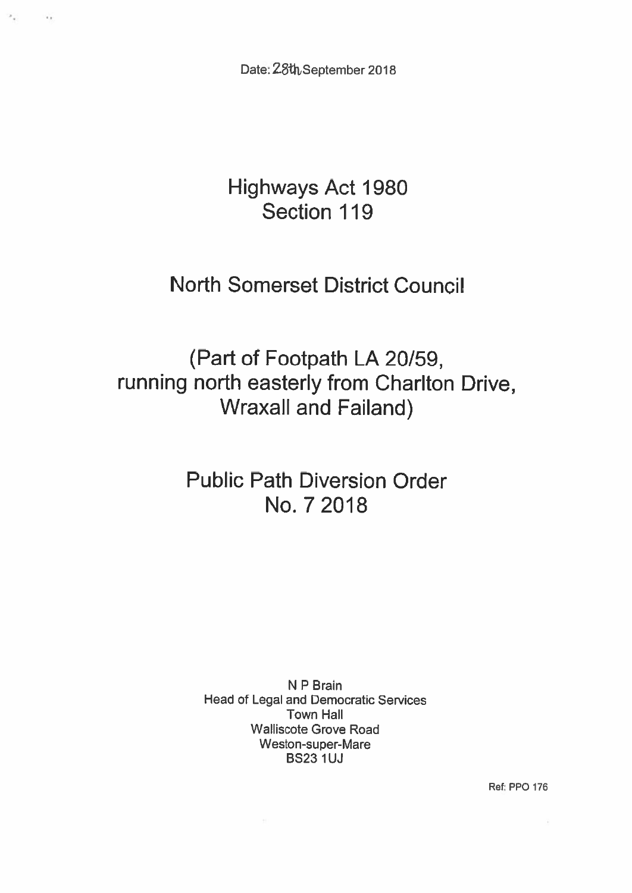Date: 28th September 2018

# Highways Act 1980
# Section 119

# North Somerset District Council

# (Part of Footpath LA 20/59, running north easterly from Charlton Drive, Wraxall and Failand)

# Public Path Diversion Order No. 7 2018

N P Brain
Head of Legal and Democratic Services
Town Hall
Walliscote Grove Road
Weston-super-Mare
BS23 1UJ

Ref: PPO 176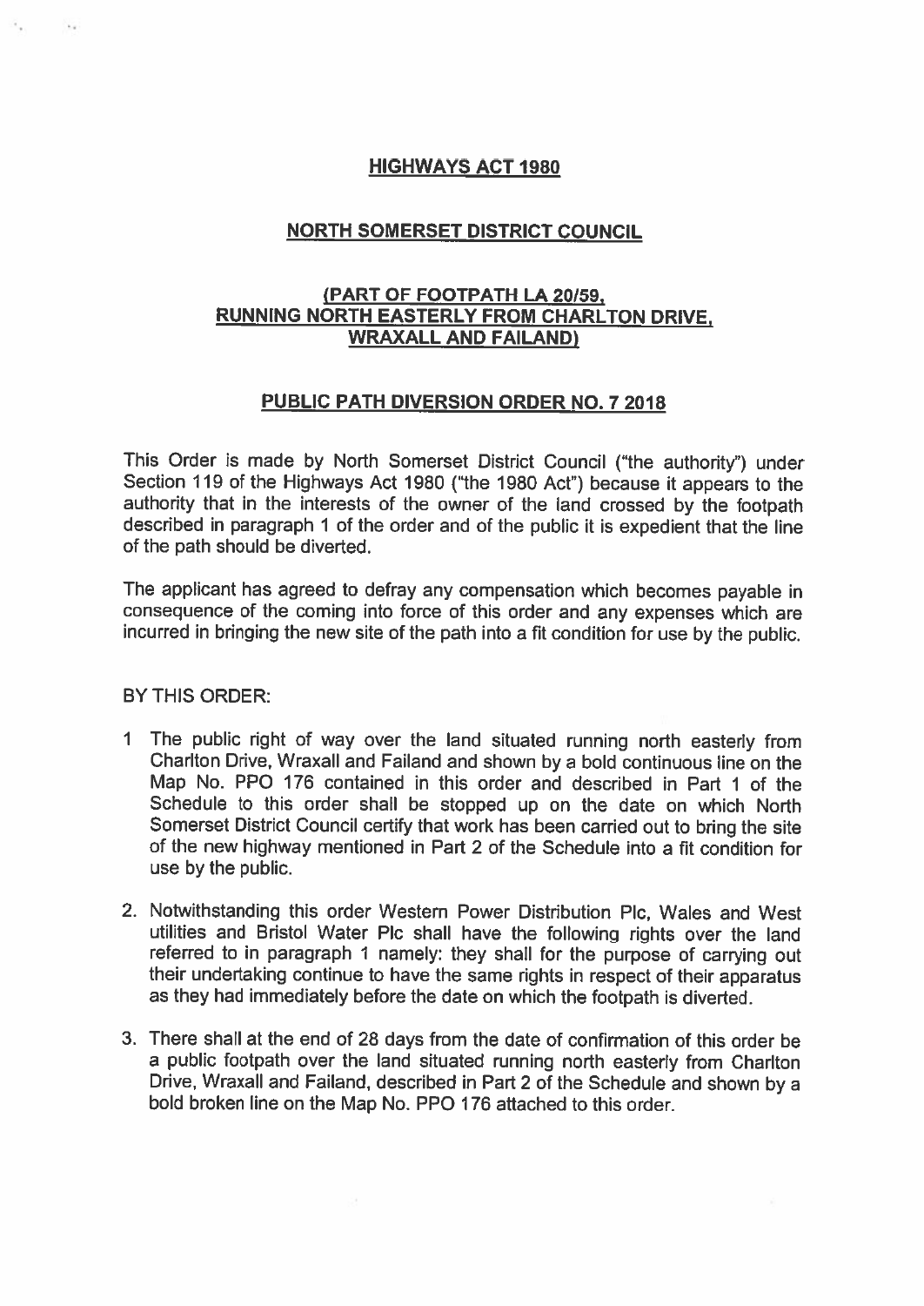## HIGHWAYS ACT 1980

## NORTH SOMERSET DISTRICT COUNCIL

## (PART OF FOOTPATH LA 20/59, RUNNING NORTH EASTERLY FROM CHARLTON DRIVE, WRAXALL AND FAILAND)

## PUBLIC PATH DIVERSION ORDER NO. 7 2018

This Order is made by North Somerset District Council ("the authority") under Section 119 of the Highways Act 1980 ("the 1980 Act") because it appears to the authority that in the interests of the owner of the land crossed by the footpath described in paragraph 1 of the order and of the public it is expedient that the line of the path should be diverted.

The applicant has agreed to defray any compensation which becomes payable in consequence of the coming into force of this order and any expenses which are incurred in bringing the new site of the path into a fit condition for use by the public.

BY THIS ORDER:

1 The public right of way over the land situated running north easterly from Charlton Drive, Wraxall and Failand and shown by a bold continuous line on the Map No. PPO 176 contained in this order and described in Part 1 of the Schedule to this order shall be stopped up on the date on which North Somerset District Council certify that work has been carried out to bring the site of the new highway mentioned in Part 2 of the Schedule into a fit condition for use by the public.

2. Notwithstanding this order Western Power Distribution Plc, Wales and West utilities and Bristol Water Plc shall have the following rights over the land referred to in paragraph 1 namely: they shall for the purpose of carrying out their undertaking continue to have the same rights in respect of their apparatus as they had immediately before the date on which the footpath is diverted.

3. There shall at the end of 28 days from the date of confirmation of this order be a public footpath over the land situated running north easterly from Charlton Drive, Wraxall and Failand, described in Part 2 of the Schedule and shown by a bold broken line on the Map No. PPO 176 attached to this order.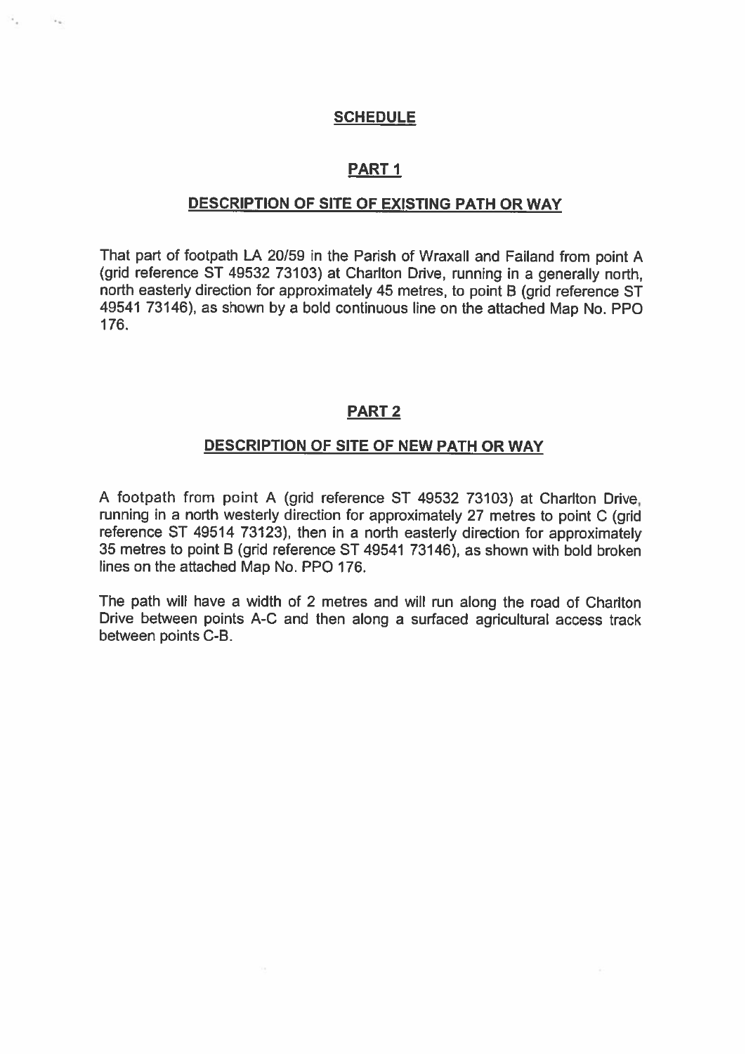## SCHEDULE

### PART 1

### DESCRIPTION OF SITE OF EXISTING PATH OR WAY

That part of footpath LA 20/59 in the Parish of Wraxall and Failand from point A (grid reference ST 49532 73103) at Charlton Drive, running in a generally north, north easterly direction for approximately 45 metres, to point B (grid reference ST 49541 73146), as shown by a bold continuous line on the attached Map No. PPO 176.

### PART 2

### DESCRIPTION OF SITE OF NEW PATH OR WAY

A footpath from point A (grid reference ST 49532 73103) at Charlton Drive, running in a north westerly direction for approximately 27 metres to point C (grid reference ST 49514 73123), then in a north easterly direction for approximately 35 metres to point B (grid reference ST 49541 73146), as shown with bold broken lines on the attached Map No. PPO 176.

The path will have a width of 2 metres and will run along the road of Charlton Drive between points A-C and then along a surfaced agricultural access track between points C-B.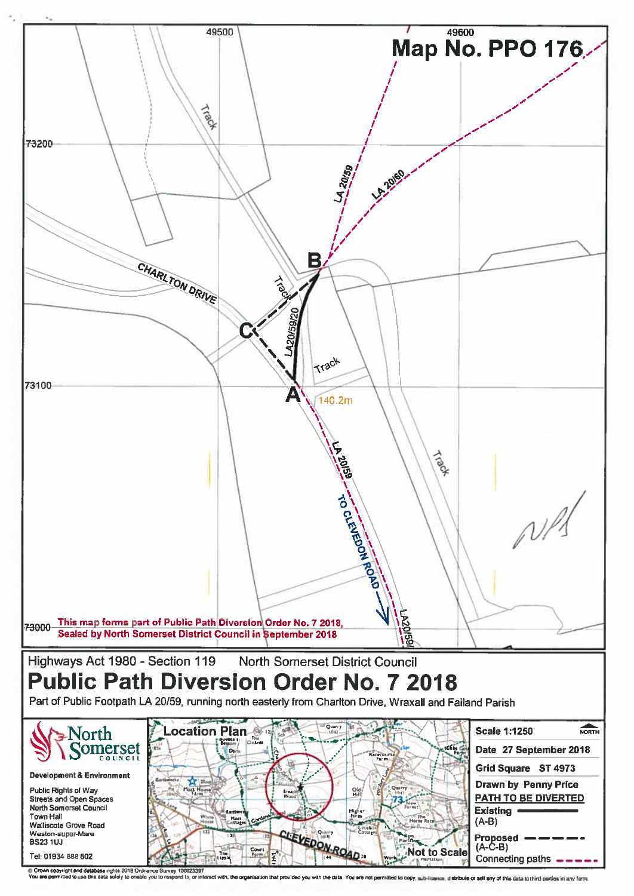# Map No. PPO 176

49500

49600

73200

73100

73000

Track

CHARLTON DRIVE

Track

Track

Track

LA 20/59

LA 20/60

B

C

LA20/59/20

A

140.2m

LA 20/59

TO CLEVEDON ROAD

LA20/59/

This map forms part of Public Path Diversion Order No. 7 2018, Sealed by North Somerset District Council in September 2018

Highways Act 1980 - Section 119 North Somerset District Council

# Public Path Diversion Order No. 7 2018

Part of Public Footpath LA 20/59, running north easterly from Charlton Drive, Wraxall and Failand Parish

**North Somerset COUNCIL**

**Development & Environment**

Public Rights of Way
Streets and Open Spaces
North Somerset Council
Town Hall
Walliscote Grove Road
Weston-super-Mare
BS23 1UJ

Tel: 01934 888 802

**Location Plan**

CLEVEDON ROAD

Not to Scale

**Scale** 1:1250

NORTH

**Date** 27 September 2018

**Grid Square** ST 4973

**Drawn by** Penny Price

**PATH TO BE DIVERTED**

**Existing** (A-B)

**Proposed** (A-C-B)

Connecting paths

© Crown copyright and database rights 2018 Ordnance Survey 100023397
You are permitted to use this data solely to enable you to respond to, or interact with, the organisation that provided you with the data. You are not permitted to copy, sub-licence, distribute or sell any of this data to third parties in any form.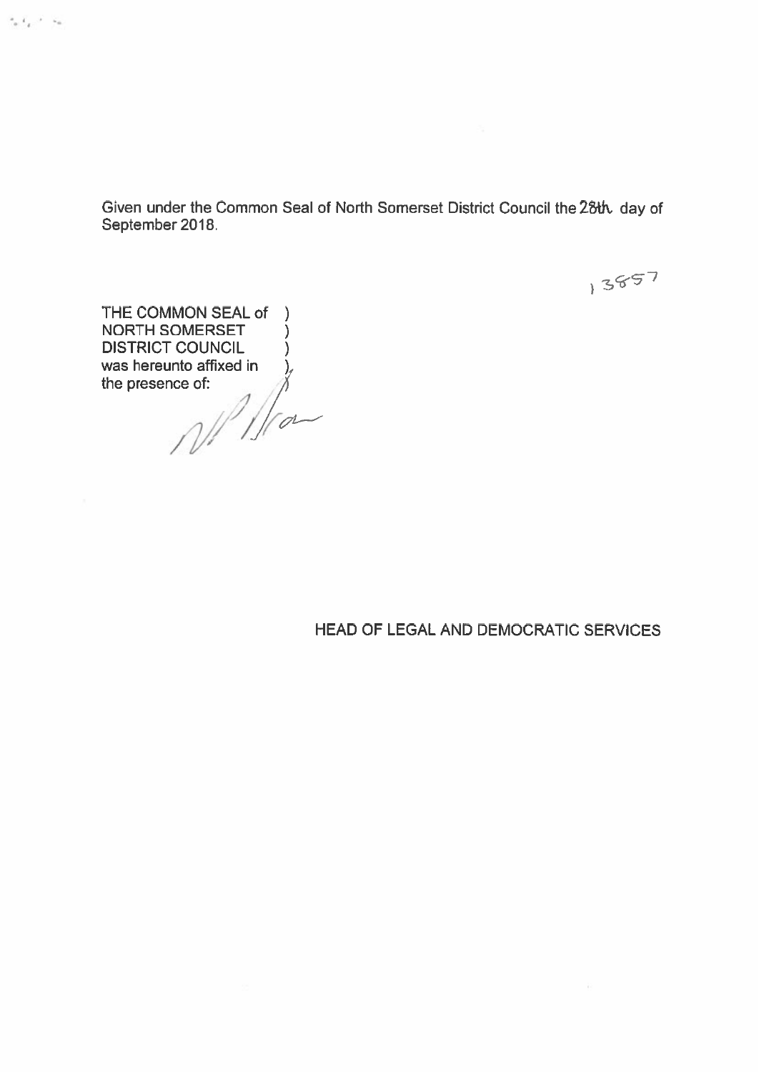Given under the Common Seal of North Somerset District Council the 28th day of September 2018.

13857

THE COMMON SEAL of )
NORTH SOMERSET )
DISTRICT COUNCIL )
was hereunto affixed in )
the presence of: )

HEAD OF LEGAL AND DEMOCRATIC SERVICES